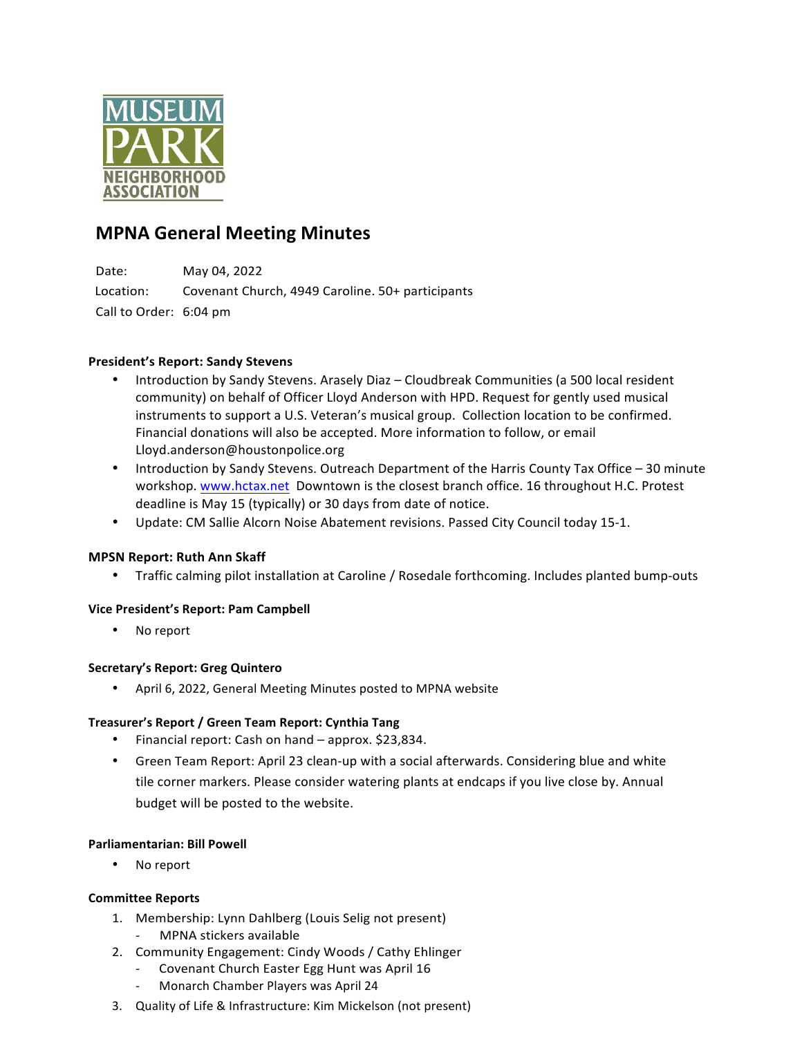MUSEUM PARK NEIGHBORHOOD ASSOCIATION

# MPNA General Meeting Minutes

Date: May 04, 2022
Location: Covenant Church, 4949 Caroline. 50+ participants
Call to Order: 6:04 pm

**President's Report: Sandy Stevens**

- Introduction by Sandy Stevens. Arasely Diaz – Cloudbreak Communities (a 500 local resident community) on behalf of Officer Lloyd Anderson with HPD. Request for gently used musical instruments to support a U.S. Veteran's musical group. Collection location to be confirmed. Financial donations will also be accepted. More information to follow, or email Lloyd.anderson@houstonpolice.org
- Introduction by Sandy Stevens. Outreach Department of the Harris County Tax Office – 30 minute workshop. www.hctax.net Downtown is the closest branch office. 16 throughout H.C. Protest deadline is May 15 (typically) or 30 days from date of notice.
- Update: CM Sallie Alcorn Noise Abatement revisions. Passed City Council today 15-1.

**MPSN Report: Ruth Ann Skaff**

- Traffic calming pilot installation at Caroline / Rosedale forthcoming. Includes planted bump-outs

**Vice President's Report: Pam Campbell**

- No report

**Secretary's Report: Greg Quintero**

- April 6, 2022, General Meeting Minutes posted to MPNA website

**Treasurer's Report / Green Team Report: Cynthia Tang**

- Financial report: Cash on hand – approx. $23,834.
- Green Team Report: April 23 clean-up with a social afterwards. Considering blue and white tile corner markers. Please consider watering plants at endcaps if you live close by. Annual budget will be posted to the website.

**Parliamentarian: Bill Powell**

- No report

**Committee Reports**

1. Membership: Lynn Dahlberg (Louis Selig not present)
   - MPNA stickers available
2. Community Engagement: Cindy Woods / Cathy Ehlinger
   - Covenant Church Easter Egg Hunt was April 16
   - Monarch Chamber Players was April 24
3. Quality of Life & Infrastructure: Kim Mickelson (not present)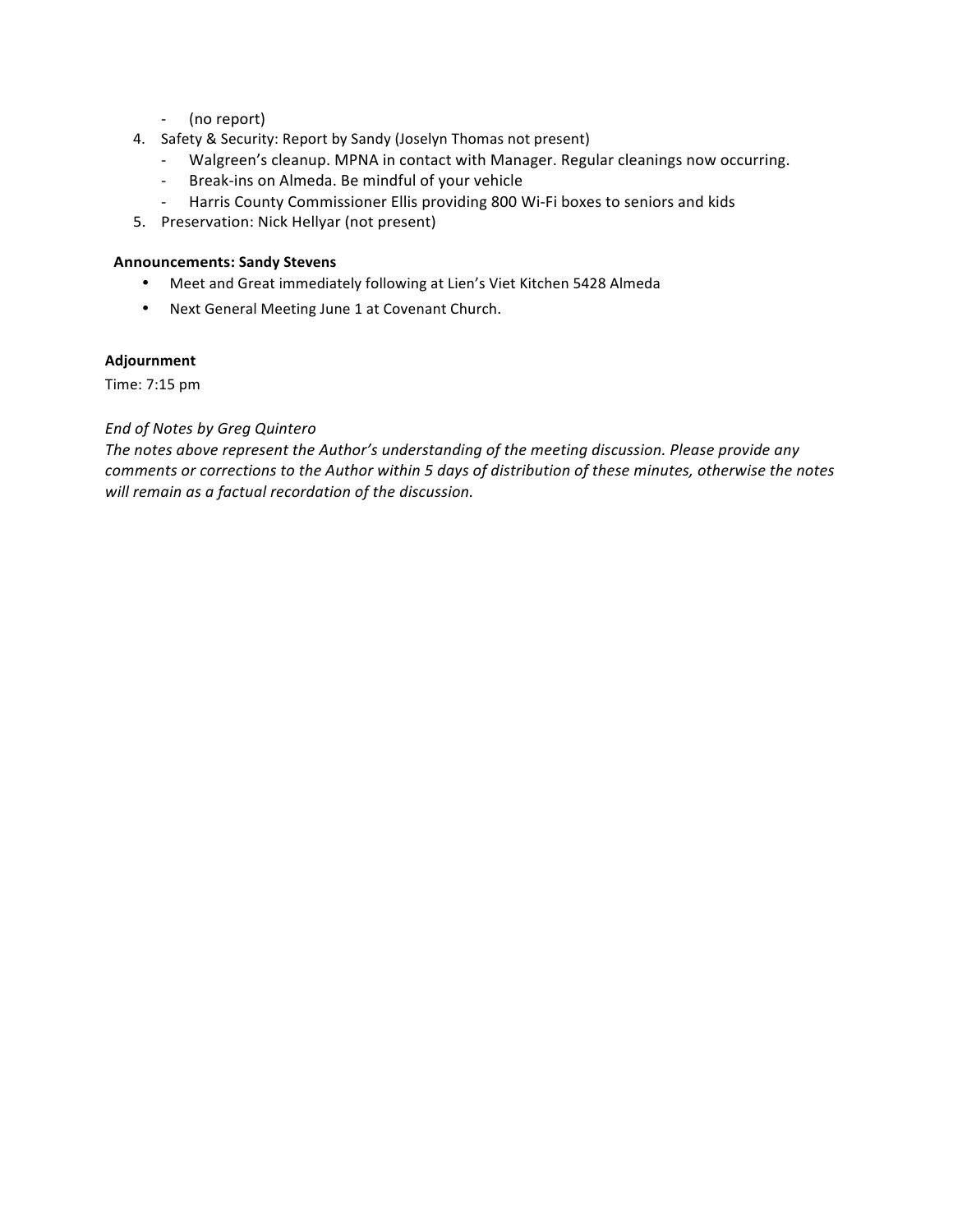- (no report)

4. Safety & Security: Report by Sandy (Joselyn Thomas not present)
   - Walgreen's cleanup. MPNA in contact with Manager. Regular cleanings now occurring.
   - Break-ins on Almeda. Be mindful of your vehicle
   - Harris County Commissioner Ellis providing 800 Wi-Fi boxes to seniors and kids
5. Preservation: Nick Hellyar (not present)

**Announcements: Sandy Stevens**

- Meet and Great immediately following at Lien's Viet Kitchen 5428 Almeda
- Next General Meeting June 1 at Covenant Church.

**Adjournment**

Time: 7:15 pm

*End of Notes by Greg Quintero*
*The notes above represent the Author's understanding of the meeting discussion. Please provide any comments or corrections to the Author within 5 days of distribution of these minutes, otherwise the notes will remain as a factual recordation of the discussion.*